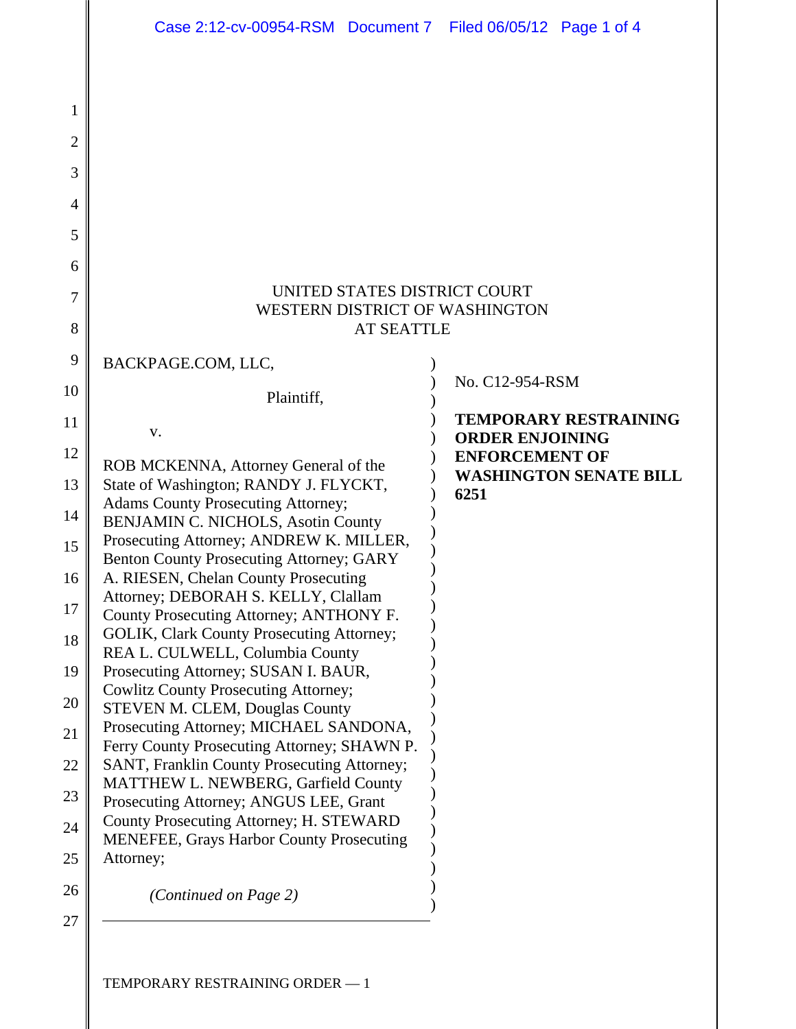UNITED STATES DISTRICT COURT
WESTERN DISTRICT OF WASHINGTON
AT SEATTLE

BACKPAGE.COM, LLC,

Plaintiff,

v.

ROB MCKENNA, Attorney General of the State of Washington; RANDY J. FLYCKT, Adams County Prosecuting Attorney; BENJAMIN C. NICHOLS, Asotin County Prosecuting Attorney; ANDREW K. MILLER, Benton County Prosecuting Attorney; GARY A. RIESEN, Chelan County Prosecuting Attorney; DEBORAH S. KELLY, Clallam County Prosecuting Attorney; ANTHONY F. GOLIK, Clark County Prosecuting Attorney; REA L. CULWELL, Columbia County Prosecuting Attorney; SUSAN I. BAUR, Cowlitz County Prosecuting Attorney; STEVEN M. CLEM, Douglas County Prosecuting Attorney; MICHAEL SANDONA, Ferry County Prosecuting Attorney; SHAWN P. SANT, Franklin County Prosecuting Attorney; MATTHEW L. NEWBERG, Garfield County Prosecuting Attorney; ANGUS LEE, Grant County Prosecuting Attorney; H. STEWARD MENEFEE, Grays Harbor County Prosecuting Attorney;

*(Continued on Page 2)*

No. C12-954-RSM

**TEMPORARY RESTRAINING ORDER ENJOINING ENFORCEMENT OF WASHINGTON SENATE BILL 6251**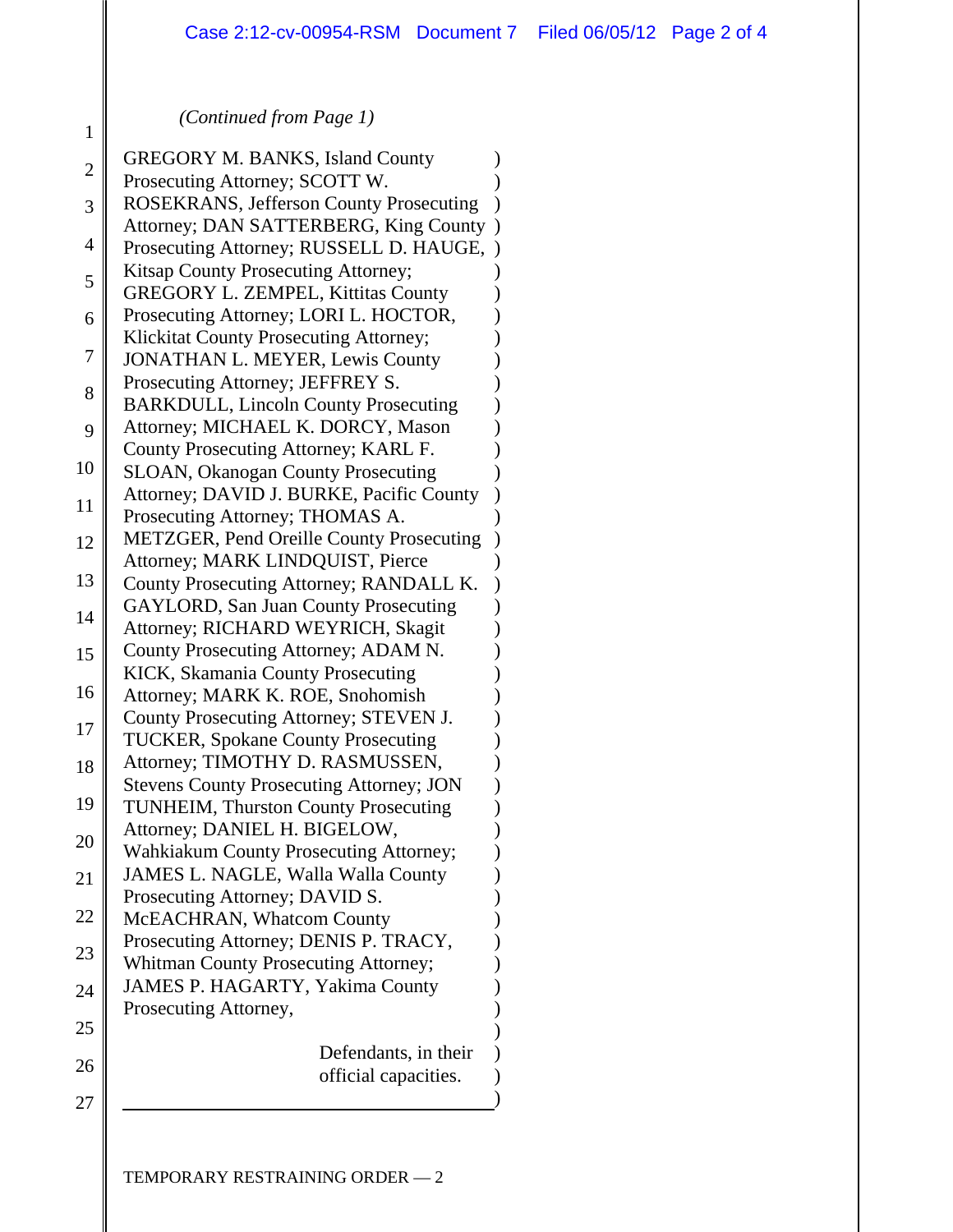*(Continued from Page 1)*

GREGORY M. BANKS, Island County Prosecuting Attorney; SCOTT W. ROSEKRANS, Jefferson County Prosecuting Attorney; DAN SATTERBERG, King County Prosecuting Attorney; RUSSELL D. HAUGE, Kitsap County Prosecuting Attorney; GREGORY L. ZEMPEL, Kittitas County Prosecuting Attorney; LORI L. HOCTOR, Klickitat County Prosecuting Attorney; JONATHAN L. MEYER, Lewis County Prosecuting Attorney; JEFFREY S. BARKDULL, Lincoln County Prosecuting Attorney; MICHAEL K. DORCY, Mason County Prosecuting Attorney; KARL F. SLOAN, Okanogan County Prosecuting Attorney; DAVID J. BURKE, Pacific County Prosecuting Attorney; THOMAS A. METZGER, Pend Oreille County Prosecuting Attorney; MARK LINDQUIST, Pierce County Prosecuting Attorney; RANDALL K. GAYLORD, San Juan County Prosecuting Attorney; RICHARD WEYRICH, Skagit County Prosecuting Attorney; ADAM N. KICK, Skamania County Prosecuting Attorney; MARK K. ROE, Snohomish County Prosecuting Attorney; STEVEN J. TUCKER, Spokane County Prosecuting Attorney; TIMOTHY D. RASMUSSEN, Stevens County Prosecuting Attorney; JON TUNHEIM, Thurston County Prosecuting Attorney; DANIEL H. BIGELOW, Wahkiakum County Prosecuting Attorney; JAMES L. NAGLE, Walla Walla County Prosecuting Attorney; DAVID S. McEACHRAN, Whatcom County Prosecuting Attorney; DENIS P. TRACY, Whitman County Prosecuting Attorney; JAMES P. HAGARTY, Yakima County Prosecuting Attorney,

Defendants, in their official capacities.

TEMPORARY RESTRAINING ORDER — 2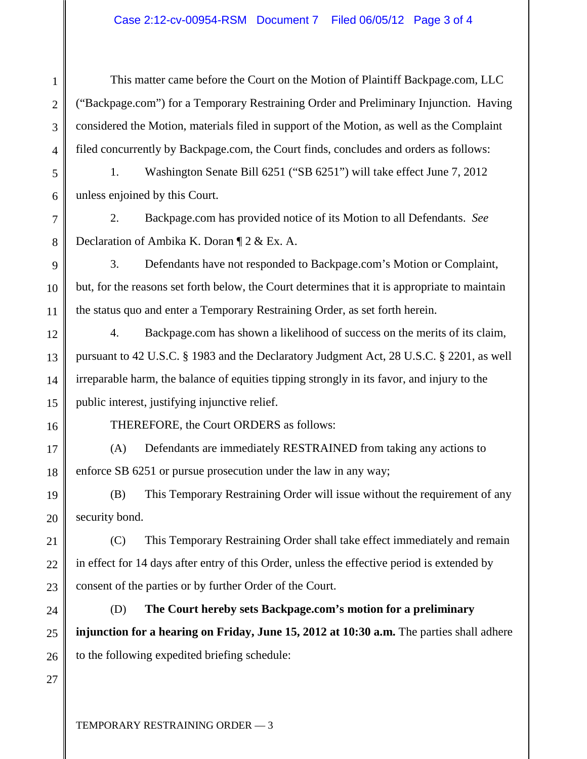This matter came before the Court on the Motion of Plaintiff Backpage.com, LLC ("Backpage.com") for a Temporary Restraining Order and Preliminary Injunction. Having considered the Motion, materials filed in support of the Motion, as well as the Complaint filed concurrently by Backpage.com, the Court finds, concludes and orders as follows:

1. Washington Senate Bill 6251 ("SB 6251") will take effect June 7, 2012 unless enjoined by this Court.

2. Backpage.com has provided notice of its Motion to all Defendants. *See* Declaration of Ambika K. Doran ¶ 2 & Ex. A.

3. Defendants have not responded to Backpage.com's Motion or Complaint, but, for the reasons set forth below, the Court determines that it is appropriate to maintain the status quo and enter a Temporary Restraining Order, as set forth herein.

4. Backpage.com has shown a likelihood of success on the merits of its claim, pursuant to 42 U.S.C. § 1983 and the Declaratory Judgment Act, 28 U.S.C. § 2201, as well irreparable harm, the balance of equities tipping strongly in its favor, and injury to the public interest, justifying injunctive relief.

THEREFORE, the Court ORDERS as follows:

(A) Defendants are immediately RESTRAINED from taking any actions to enforce SB 6251 or pursue prosecution under the law in any way;

(B) This Temporary Restraining Order will issue without the requirement of any security bond.

(C) This Temporary Restraining Order shall take effect immediately and remain in effect for 14 days after entry of this Order, unless the effective period is extended by consent of the parties or by further Order of the Court.

(D) **The Court hereby sets Backpage.com's motion for a preliminary injunction for a hearing on Friday, June 15, 2012 at 10:30 a.m.** The parties shall adhere to the following expedited briefing schedule: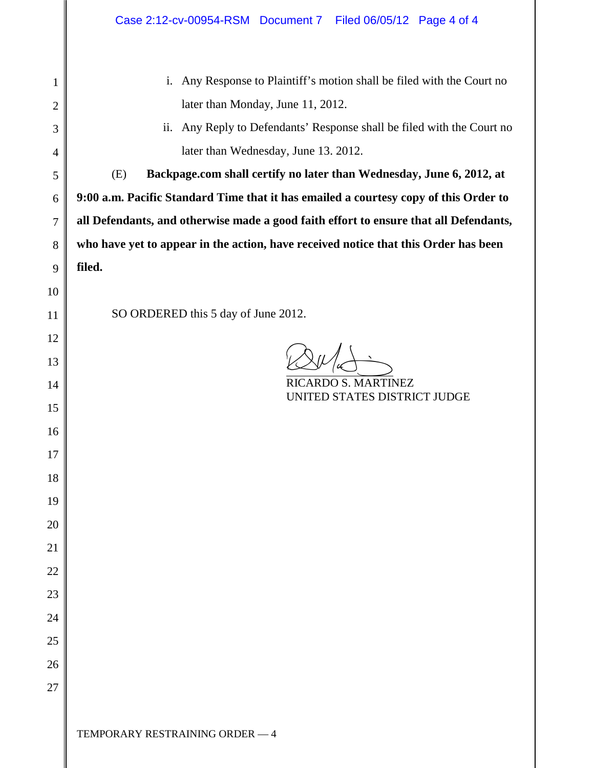i. Any Response to Plaintiff's motion shall be filed with the Court no later than Monday, June 11, 2012.

ii. Any Reply to Defendants' Response shall be filed with the Court no later than Wednesday, June 13. 2012.

(E) **Backpage.com shall certify no later than Wednesday, June 6, 2012, at 9:00 a.m. Pacific Standard Time that it has emailed a courtesy copy of this Order to all Defendants, and otherwise made a good faith effort to ensure that all Defendants, who have yet to appear in the action, have received notice that this Order has been filed.**

SO ORDERED this 5 day of June 2012.

RICARDO S. MARTINEZ
UNITED STATES DISTRICT JUDGE

TEMPORARY RESTRAINING ORDER — 4